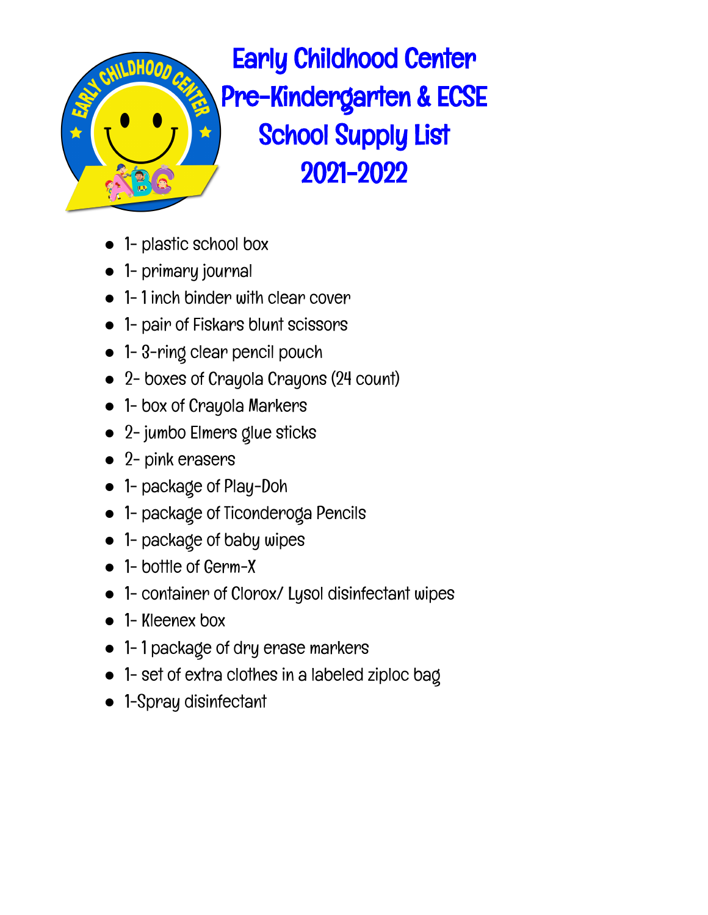# Early Childhood Center
# Pre-Kindergarten & ECSE
# School Supply List
# 2021-2022

- 1- plastic school box
- 1- primary journal
- 1- 1 inch binder with clear cover
- 1- pair of Fiskars blunt scissors
- 1- 3-ring clear pencil pouch
- 2- boxes of Crayola Crayons (24 count)
- 1- box of Crayola Markers
- 2- jumbo Elmers glue sticks
- 2- pink erasers
- 1- package of Play-Doh
- 1- package of Ticonderoga Pencils
- 1- package of baby wipes
- 1- bottle of Germ-X
- 1- container of Clorox/ Lysol disinfectant wipes
- 1- Kleenex box
- 1- 1 package of dry erase markers
- 1- set of extra clothes in a labeled ziploc bag
- 1-Spray disinfectant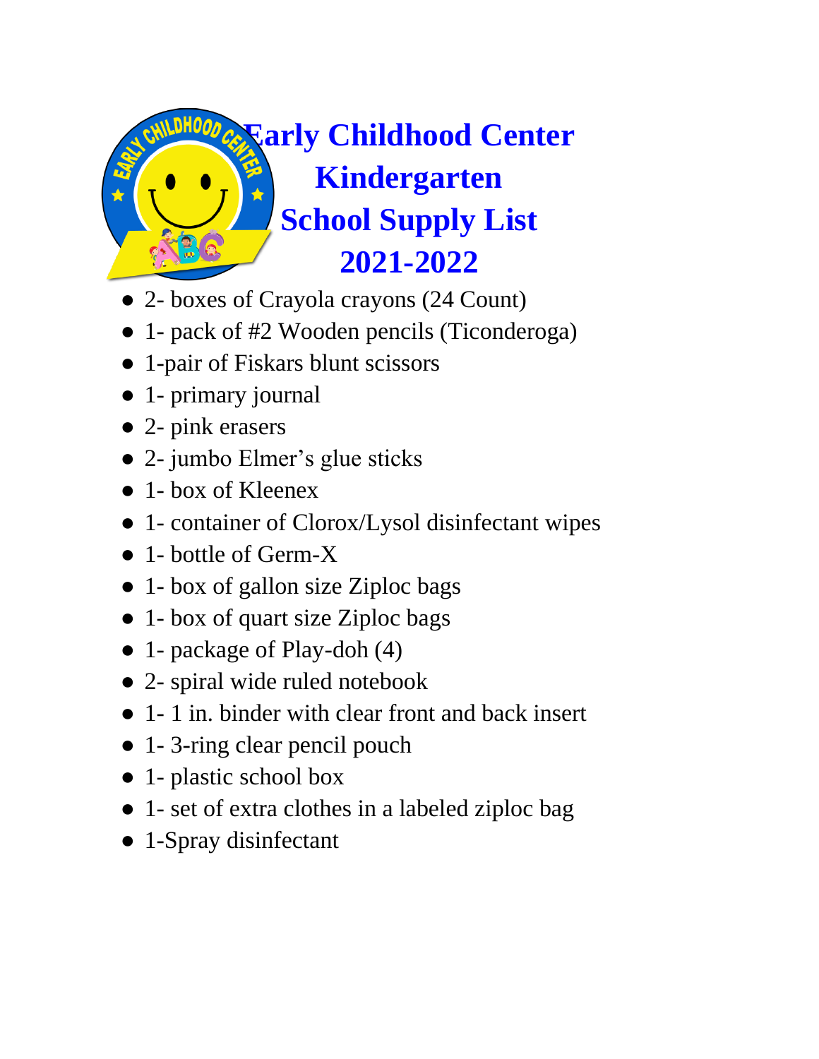# Early Childhood Center
# Kindergarten
# School Supply List
# 2021-2022

- 2- boxes of Crayola crayons (24 Count)
- 1- pack of #2 Wooden pencils (Ticonderoga)
- 1-pair of Fiskars blunt scissors
- 1- primary journal
- 2- pink erasers
- 2- jumbo Elmer's glue sticks
- 1- box of Kleenex
- 1- container of Clorox/Lysol disinfectant wipes
- 1- bottle of Germ-X
- 1- box of gallon size Ziploc bags
- 1- box of quart size Ziploc bags
- 1- package of Play-doh (4)
- 2- spiral wide ruled notebook
- 1- 1 in. binder with clear front and back insert
- 1- 3-ring clear pencil pouch
- 1- plastic school box
- 1- set of extra clothes in a labeled ziploc bag
- 1-Spray disinfectant